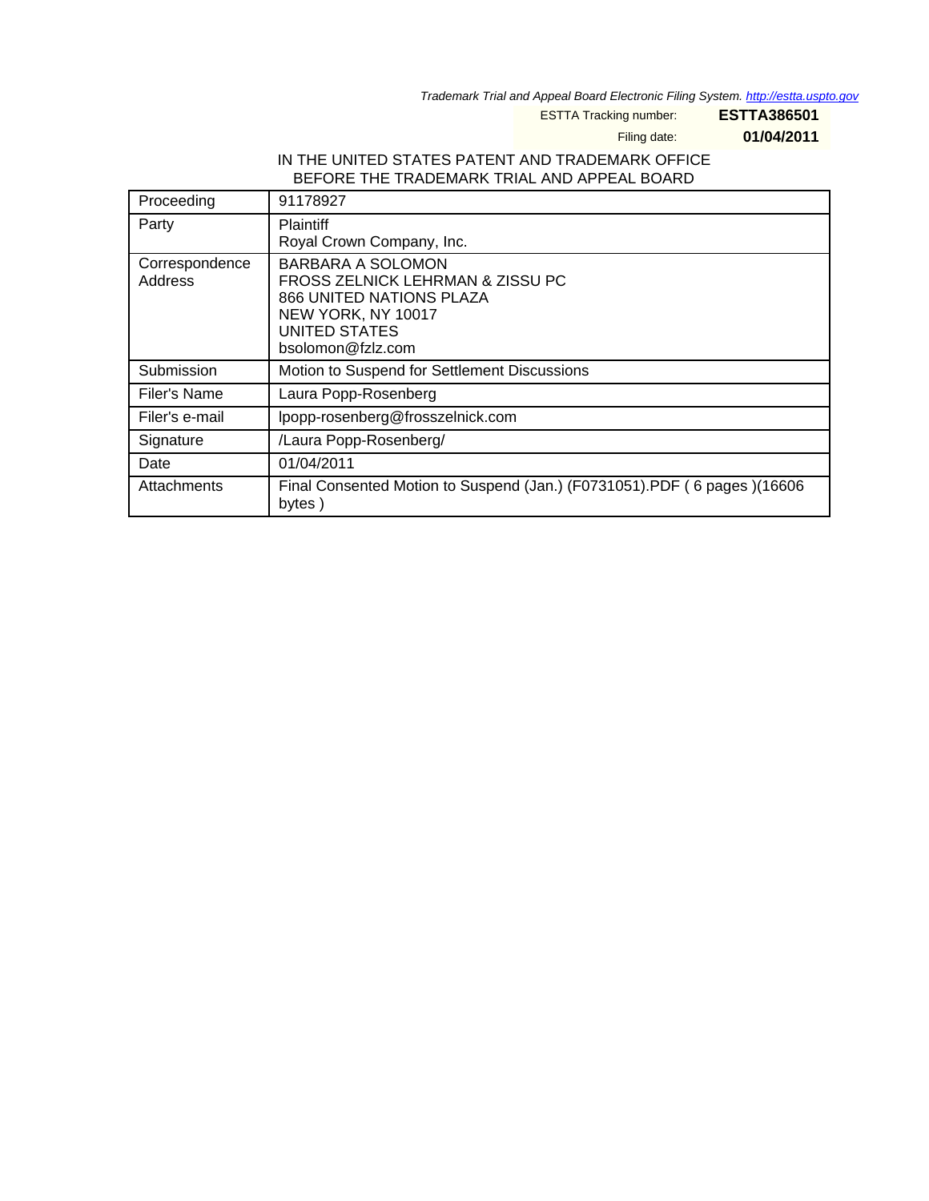*Trademark Trial and Appeal Board Electronic Filing System. http://estta.uspto.gov*

ESTTA Tracking number: **ESTTA386501**

Filing date: **01/04/2011**

IN THE UNITED STATES PATENT AND TRADEMARK OFFICE
BEFORE THE TRADEMARK TRIAL AND APPEAL BOARD

| Proceeding | 91178927 |
|---|---|
| Party | Plaintiff<br>Royal Crown Company, Inc. |
| Correspondence Address | BARBARA A SOLOMON<br>FROSS ZELNICK LEHRMAN & ZISSU PC<br>866 UNITED NATIONS PLAZA<br>NEW YORK, NY 10017<br>UNITED STATES<br>bsolomon@fzlz.com |
| Submission | Motion to Suspend for Settlement Discussions |
| Filer's Name | Laura Popp-Rosenberg |
| Filer's e-mail | lpopp-rosenberg@frosszelnick.com |
| Signature | /Laura Popp-Rosenberg/ |
| Date | 01/04/2011 |
| Attachments | Final Consented Motion to Suspend (Jan.) (F0731051).PDF ( 6 pages )(16606 bytes ) |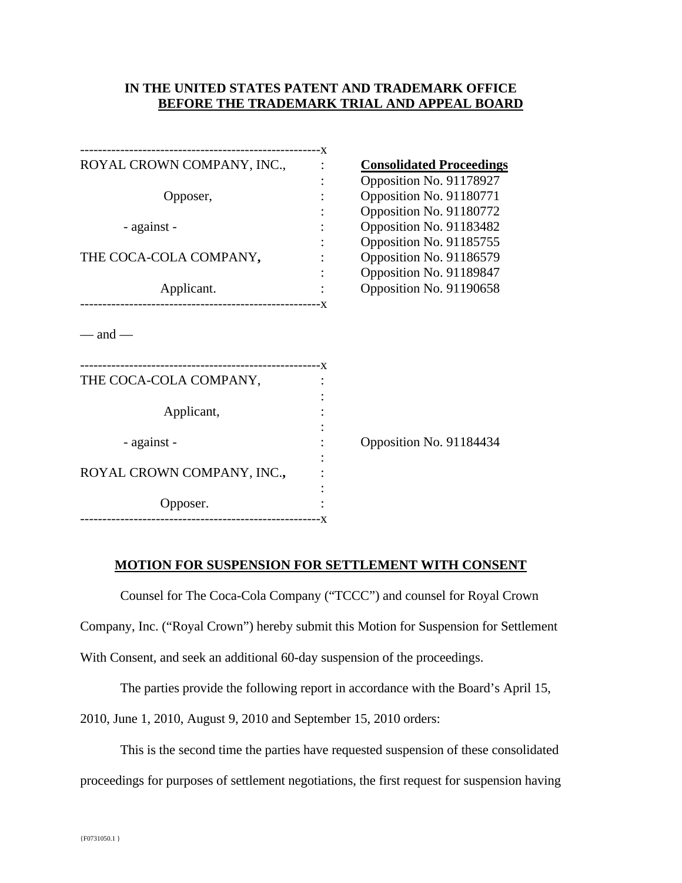**IN THE UNITED STATES PATENT AND TRADEMARK OFFICE**
**BEFORE THE TRADEMARK TRIAL AND APPEAL BOARD**

| | | |
|---|---|---|
| ROYAL CROWN COMPANY, INC., | : | **Consolidated Proceedings** |
| | : | Opposition No. 91178927 |
| Opposer, | : | Opposition No. 91180771 |
| | : | Opposition No. 91180772 |
| - against - | : | Opposition No. 91183482 |
| | : | Opposition No. 91185755 |
| THE COCA-COLA COMPANY, | : | Opposition No. 91186579 |
| | : | Opposition No. 91189847 |
| Applicant. | : | Opposition No. 91190658 |

— and —

| | | |
|---|---|---|
| THE COCA-COLA COMPANY, | : | |
| Applicant, | : | |
| - against - | : | Opposition No. 91184434 |
| ROYAL CROWN COMPANY, INC., | : | |
| Opposer. | : | |

**MOTION FOR SUSPENSION FOR SETTLEMENT WITH CONSENT**

Counsel for The Coca-Cola Company ("TCCC") and counsel for Royal Crown Company, Inc. ("Royal Crown") hereby submit this Motion for Suspension for Settlement With Consent, and seek an additional 60-day suspension of the proceedings.

The parties provide the following report in accordance with the Board's April 15, 2010, June 1, 2010, August 9, 2010 and September 15, 2010 orders:

This is the second time the parties have requested suspension of these consolidated proceedings for purposes of settlement negotiations, the first request for suspension having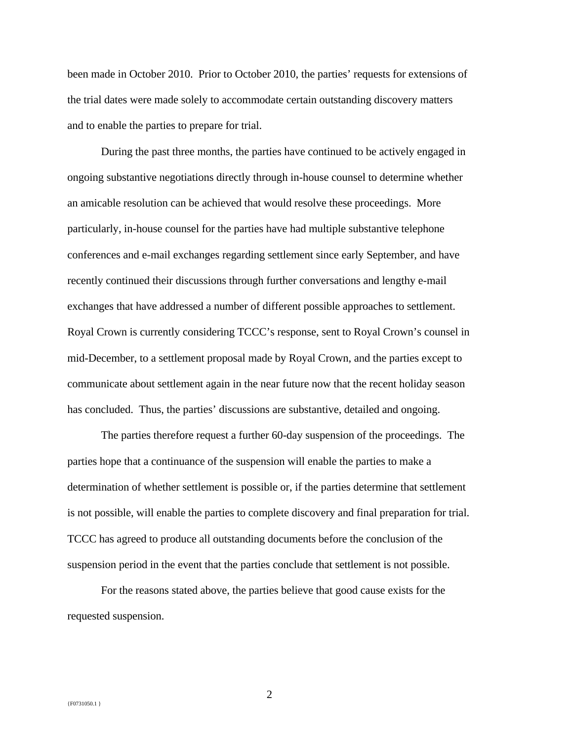been made in October 2010. Prior to October 2010, the parties' requests for extensions of the trial dates were made solely to accommodate certain outstanding discovery matters and to enable the parties to prepare for trial.

During the past three months, the parties have continued to be actively engaged in ongoing substantive negotiations directly through in-house counsel to determine whether an amicable resolution can be achieved that would resolve these proceedings. More particularly, in-house counsel for the parties have had multiple substantive telephone conferences and e-mail exchanges regarding settlement since early September, and have recently continued their discussions through further conversations and lengthy e-mail exchanges that have addressed a number of different possible approaches to settlement. Royal Crown is currently considering TCCC's response, sent to Royal Crown's counsel in mid-December, to a settlement proposal made by Royal Crown, and the parties except to communicate about settlement again in the near future now that the recent holiday season has concluded. Thus, the parties' discussions are substantive, detailed and ongoing.

The parties therefore request a further 60-day suspension of the proceedings. The parties hope that a continuance of the suspension will enable the parties to make a determination of whether settlement is possible or, if the parties determine that settlement is not possible, will enable the parties to complete discovery and final preparation for trial. TCCC has agreed to produce all outstanding documents before the conclusion of the suspension period in the event that the parties conclude that settlement is not possible.

For the reasons stated above, the parties believe that good cause exists for the requested suspension.

{F0731050.1 }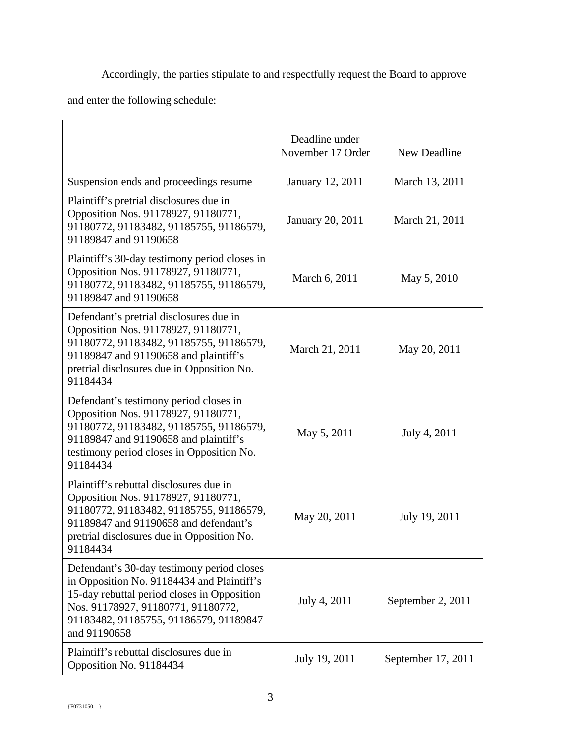Accordingly, the parties stipulate to and respectfully request the Board to approve and enter the following schedule:

| | Deadline under November 17 Order | New Deadline |
|---|---|---|
| Suspension ends and proceedings resume | January 12, 2011 | March 13, 2011 |
| Plaintiff's pretrial disclosures due in Opposition Nos. 91178927, 91180771, 91180772, 91183482, 91185755, 91186579, 91189847 and 91190658 | January 20, 2011 | March 21, 2011 |
| Plaintiff's 30-day testimony period closes in Opposition Nos. 91178927, 91180771, 91180772, 91183482, 91185755, 91186579, 91189847 and 91190658 | March 6, 2011 | May 5, 2010 |
| Defendant's pretrial disclosures due in Opposition Nos. 91178927, 91180771, 91180772, 91183482, 91185755, 91186579, 91189847 and 91190658 and plaintiff's pretrial disclosures due in Opposition No. 91184434 | March 21, 2011 | May 20, 2011 |
| Defendant's testimony period closes in Opposition Nos. 91178927, 91180771, 91180772, 91183482, 91185755, 91186579, 91189847 and 91190658 and plaintiff's testimony period closes in Opposition No. 91184434 | May 5, 2011 | July 4, 2011 |
| Plaintiff's rebuttal disclosures due in Opposition Nos. 91178927, 91180771, 91180772, 91183482, 91185755, 91186579, 91189847 and 91190658 and defendant's pretrial disclosures due in Opposition No. 91184434 | May 20, 2011 | July 19, 2011 |
| Defendant's 30-day testimony period closes in Opposition No. 91184434 and Plaintiff's 15-day rebuttal period closes in Opposition Nos. 91178927, 91180771, 91180772, 91183482, 91185755, 91186579, 91189847 and 91190658 | July 4, 2011 | September 2, 2011 |
| Plaintiff's rebuttal disclosures due in Opposition No. 91184434 | July 19, 2011 | September 17, 2011 |

{F0731050.1 }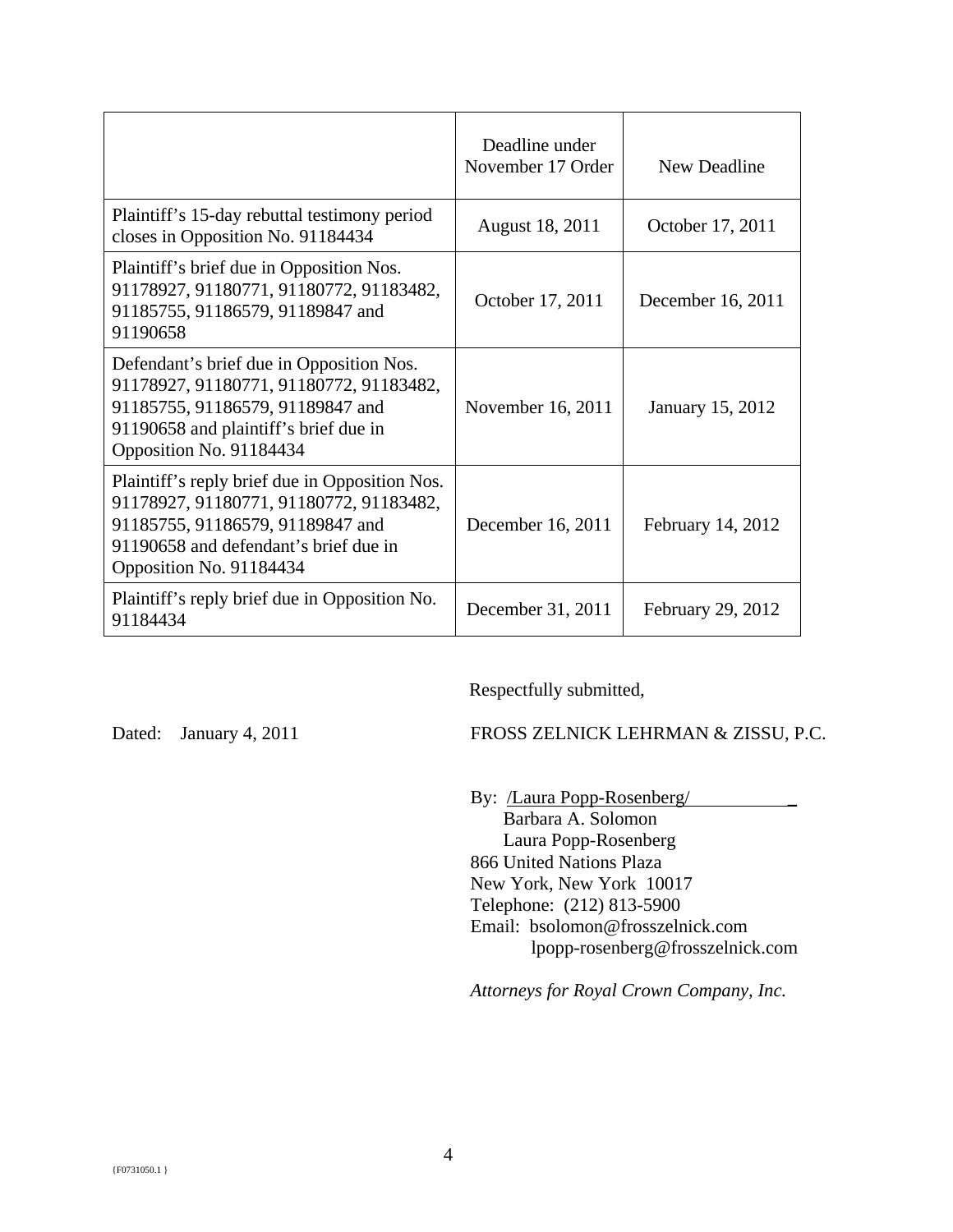| | Deadline under November 17 Order | New Deadline |
|---|---|---|
| Plaintiff's 15-day rebuttal testimony period closes in Opposition No. 91184434 | August 18, 2011 | October 17, 2011 |
| Plaintiff's brief due in Opposition Nos. 91178927, 91180771, 91180772, 91183482, 91185755, 91186579, 91189847 and 91190658 | October 17, 2011 | December 16, 2011 |
| Defendant's brief due in Opposition Nos. 91178927, 91180771, 91180772, 91183482, 91185755, 91186579, 91189847 and 91190658 and plaintiff's brief due in Opposition No. 91184434 | November 16, 2011 | January 15, 2012 |
| Plaintiff's reply brief due in Opposition Nos. 91178927, 91180771, 91180772, 91183482, 91185755, 91186579, 91189847 and 91190658 and defendant's brief due in Opposition No. 91184434 | December 16, 2011 | February 14, 2012 |
| Plaintiff's reply brief due in Opposition No. 91184434 | December 31, 2011 | February 29, 2012 |

Respectfully submitted,

Dated: January 4, 2011

FROSS ZELNICK LEHRMAN & ZISSU, P.C.

By: /Laura Popp-Rosenberg/
Barbara A. Solomon
Laura Popp-Rosenberg
866 United Nations Plaza
New York, New York 10017
Telephone: (212) 813-5900
Email: bsolomon@frosszelnick.com
lpopp-rosenberg@frosszelnick.com

*Attorneys for Royal Crown Company, Inc.*

{F0731050.1 }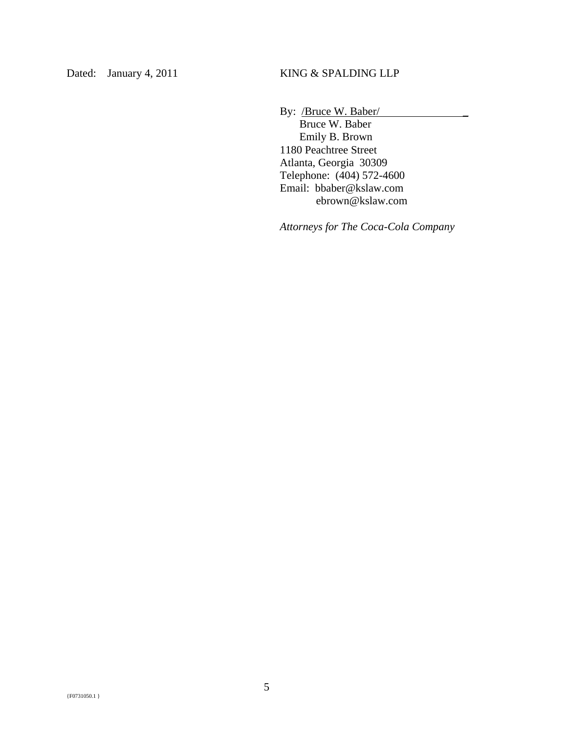Dated: January 4, 2011

KING & SPALDING LLP

By: /Bruce W. Baber/

Bruce W. Baber
Emily B. Brown
1180 Peachtree Street
Atlanta, Georgia 30309
Telephone: (404) 572-4600
Email: bbaber@kslaw.com
ebrown@kslaw.com

*Attorneys for The Coca-Cola Company*

{F0731050.1 }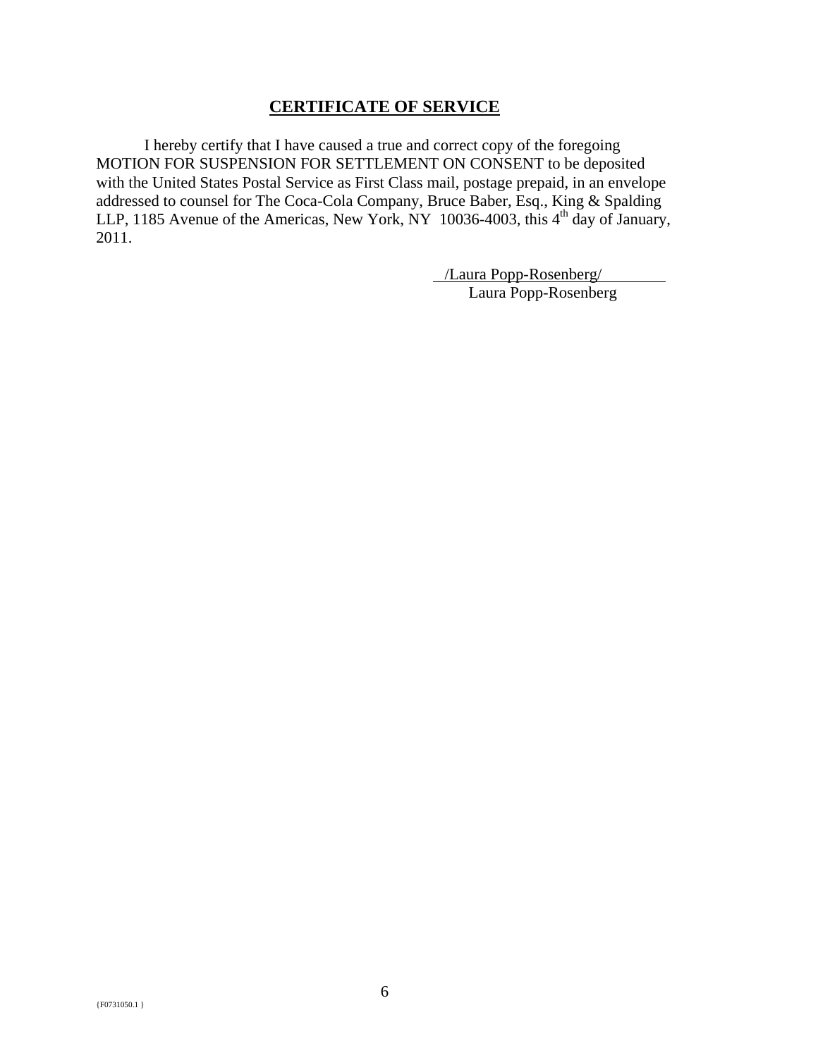## CERTIFICATE OF SERVICE

I hereby certify that I have caused a true and correct copy of the foregoing MOTION FOR SUSPENSION FOR SETTLEMENT ON CONSENT to be deposited with the United States Postal Service as First Class mail, postage prepaid, in an envelope addressed to counsel for The Coca-Cola Company, Bruce Baber, Esq., King & Spalding LLP, 1185 Avenue of the Americas, New York, NY 10036-4003, this 4th day of January, 2011.

/Laura Popp-Rosenberg/
Laura Popp-Rosenberg

{F0731050.1 }